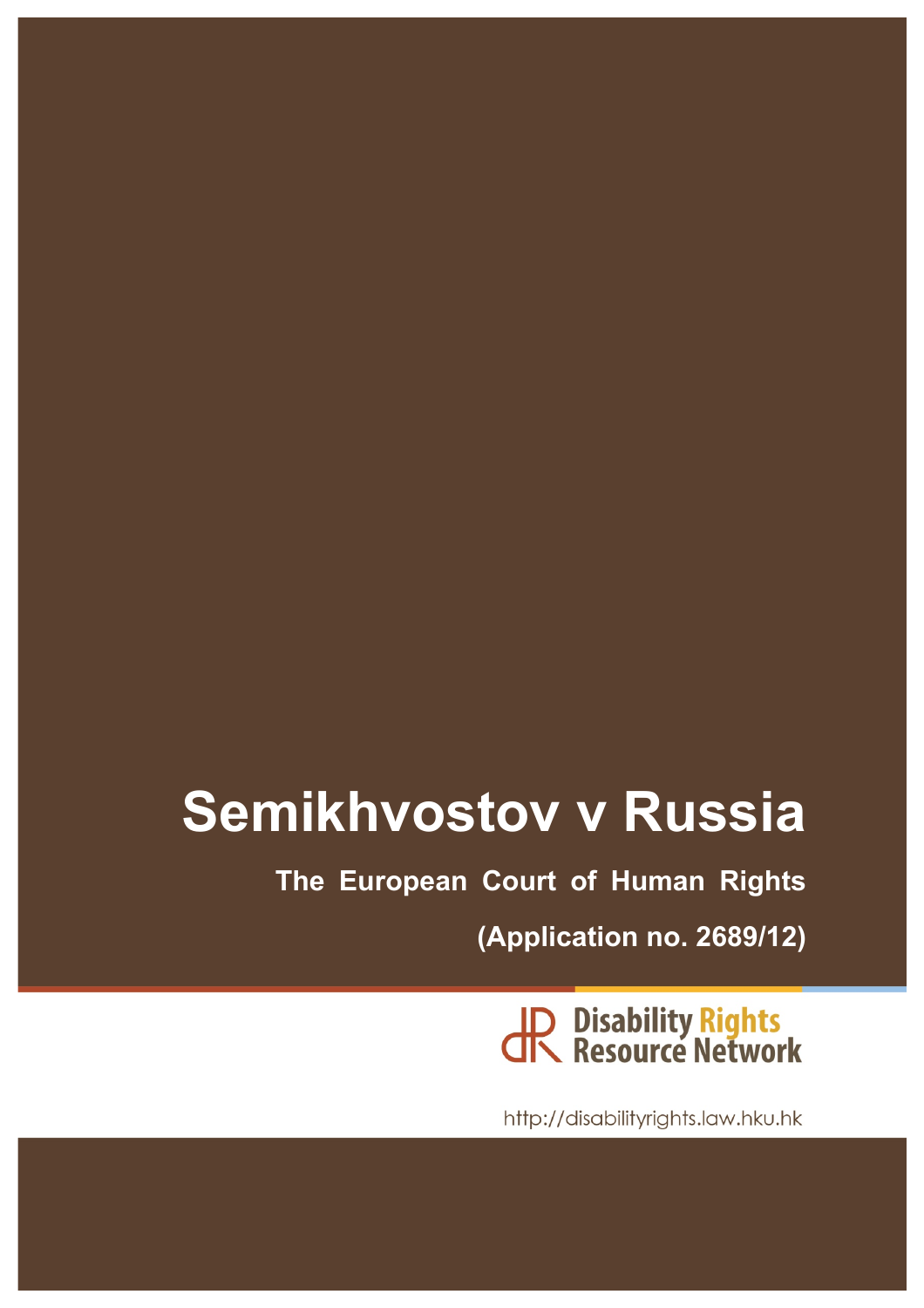# Semikhvostov v Russia

**The European Court of Human Rights**

**(Application no. 2689/12)**

Disability Rights Resource Network

http://disabilityrights.law.hku.hk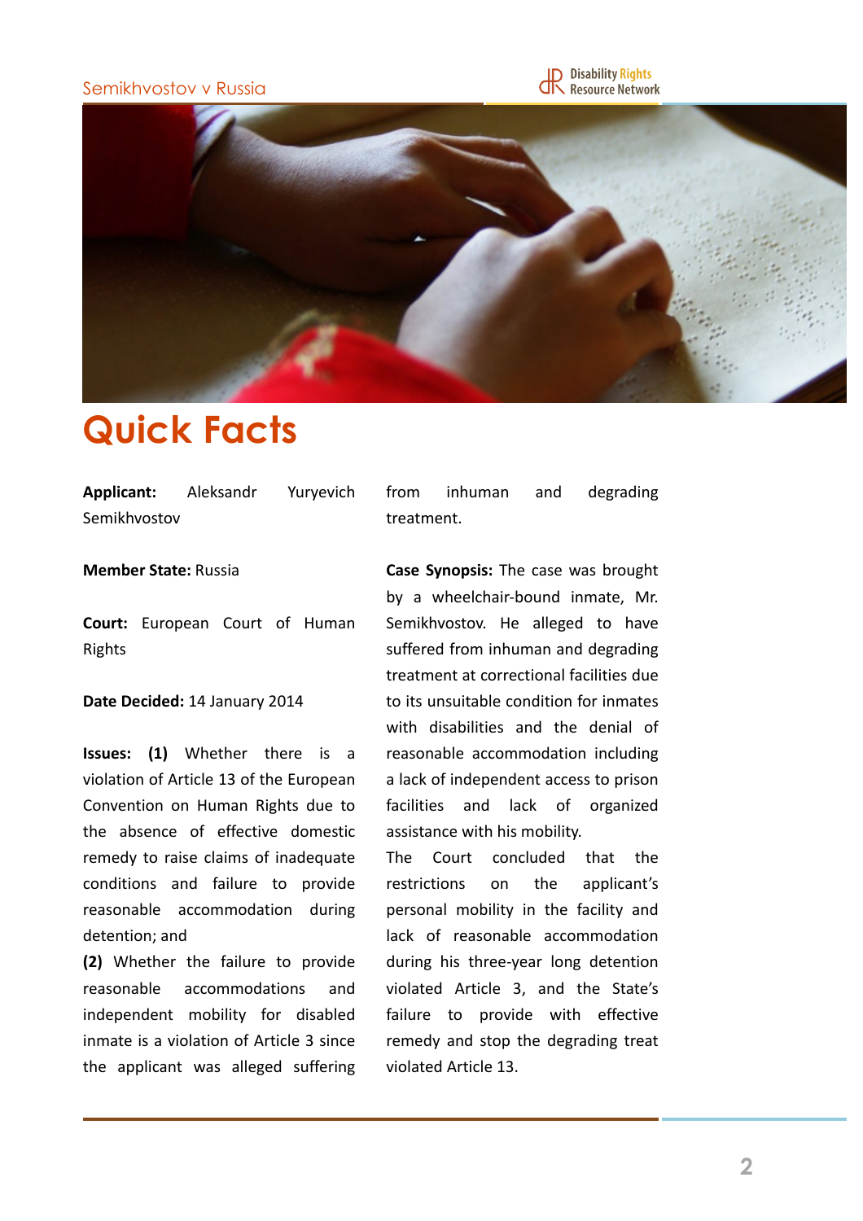# Quick Facts

**Applicant:** Aleksandr Yuryevich Semikhvostov

**Member State:** Russia

**Court:** European Court of Human Rights

**Date Decided:** 14 January 2014

**Issues:** **(1)** Whether there is a violation of Article 13 of the European Convention on Human Rights due to the absence of effective domestic remedy to raise claims of inadequate conditions and failure to provide reasonable accommodation during detention; and
**(2)** Whether the failure to provide reasonable accommodations and independent mobility for disabled inmate is a violation of Article 3 since the applicant was alleged suffering from inhuman and degrading treatment.

**Case Synopsis:** The case was brought by a wheelchair-bound inmate, Mr. Semikhvostov. He alleged to have suffered from inhuman and degrading treatment at correctional facilities due to its unsuitable condition for inmates with disabilities and the denial of reasonable accommodation including a lack of independent access to prison facilities and lack of organized assistance with his mobility.
The Court concluded that the restrictions on the applicant's personal mobility in the facility and lack of reasonable accommodation during his three-year long detention violated Article 3, and the State's failure to provide with effective remedy and stop the degrading treat violated Article 13.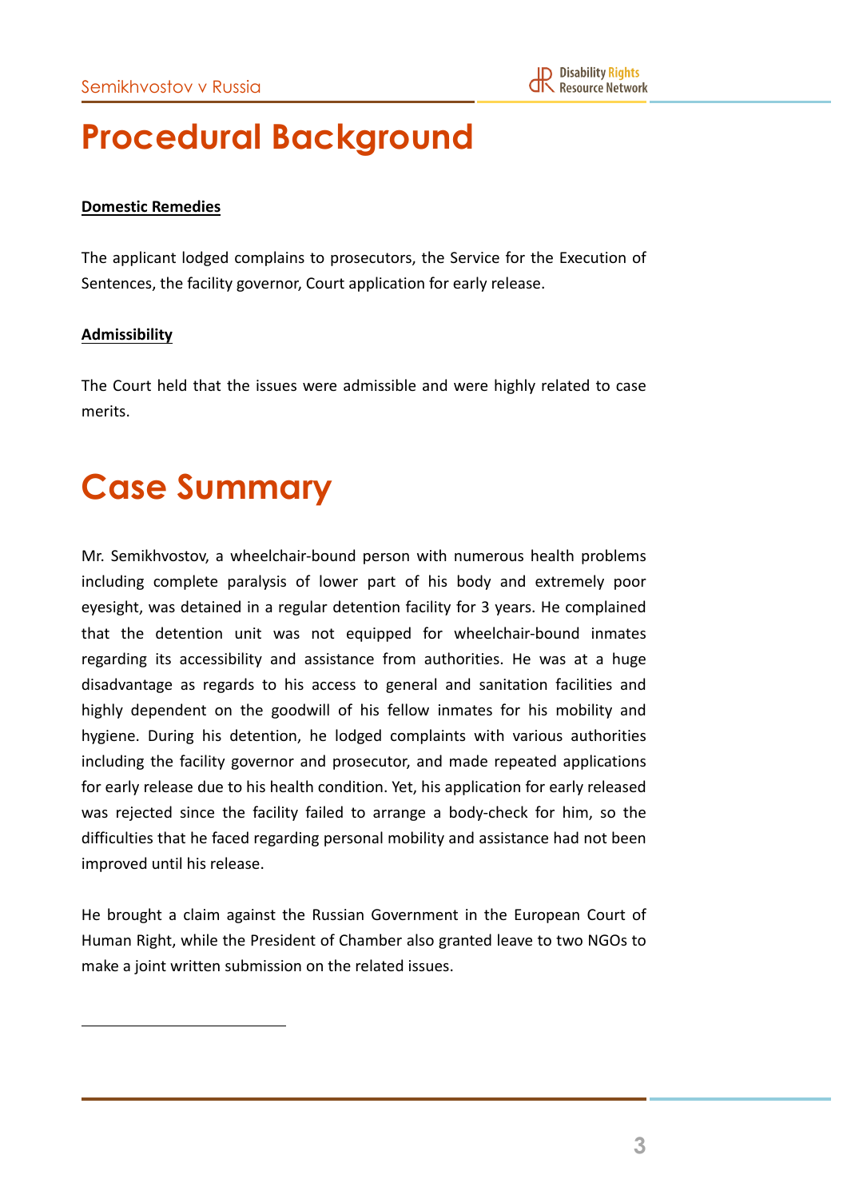# Procedural Background

**Domestic Remedies**

The applicant lodged complains to prosecutors, the Service for the Execution of Sentences, the facility governor, Court application for early release.

**Admissibility**

The Court held that the issues were admissible and were highly related to case merits.

# Case Summary

Mr. Semikhvostov, a wheelchair-bound person with numerous health problems including complete paralysis of lower part of his body and extremely poor eyesight, was detained in a regular detention facility for 3 years. He complained that the detention unit was not equipped for wheelchair-bound inmates regarding its accessibility and assistance from authorities. He was at a huge disadvantage as regards to his access to general and sanitation facilities and highly dependent on the goodwill of his fellow inmates for his mobility and hygiene. During his detention, he lodged complaints with various authorities including the facility governor and prosecutor, and made repeated applications for early release due to his health condition. Yet, his application for early released was rejected since the facility failed to arrange a body-check for him, so the difficulties that he faced regarding personal mobility and assistance had not been improved until his release.

He brought a claim against the Russian Government in the European Court of Human Right, while the President of Chamber also granted leave to two NGOs to make a joint written submission on the related issues.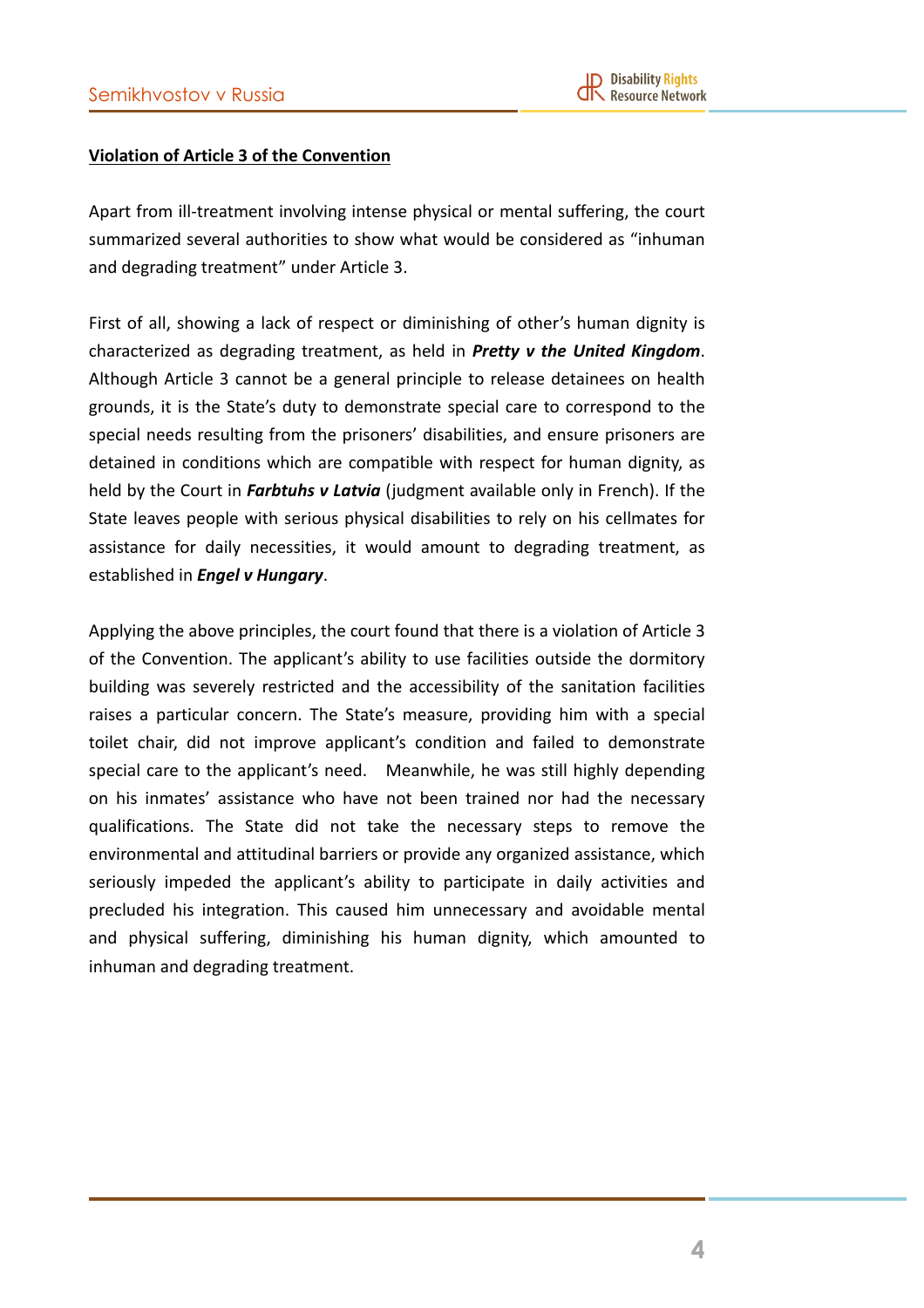**<u>Violation of Article 3 of the Convention</u>**

Apart from ill-treatment involving intense physical or mental suffering, the court summarized several authorities to show what would be considered as "inhuman and degrading treatment" under Article 3.

First of all, showing a lack of respect or diminishing of other's human dignity is characterized as degrading treatment, as held in ***Pretty v the United Kingdom***. Although Article 3 cannot be a general principle to release detainees on health grounds, it is the State's duty to demonstrate special care to correspond to the special needs resulting from the prisoners' disabilities, and ensure prisoners are detained in conditions which are compatible with respect for human dignity, as held by the Court in ***Farbtuhs v Latvia*** (judgment available only in French). If the State leaves people with serious physical disabilities to rely on his cellmates for assistance for daily necessities, it would amount to degrading treatment, as established in ***Engel v Hungary***.

Applying the above principles, the court found that there is a violation of Article 3 of the Convention. The applicant's ability to use facilities outside the dormitory building was severely restricted and the accessibility of the sanitation facilities raises a particular concern. The State's measure, providing him with a special toilet chair, did not improve applicant's condition and failed to demonstrate special care to the applicant's need. Meanwhile, he was still highly depending on his inmates' assistance who have not been trained nor had the necessary qualifications. The State did not take the necessary steps to remove the environmental and attitudinal barriers or provide any organized assistance, which seriously impeded the applicant's ability to participate in daily activities and precluded his integration. This caused him unnecessary and avoidable mental and physical suffering, diminishing his human dignity, which amounted to inhuman and degrading treatment.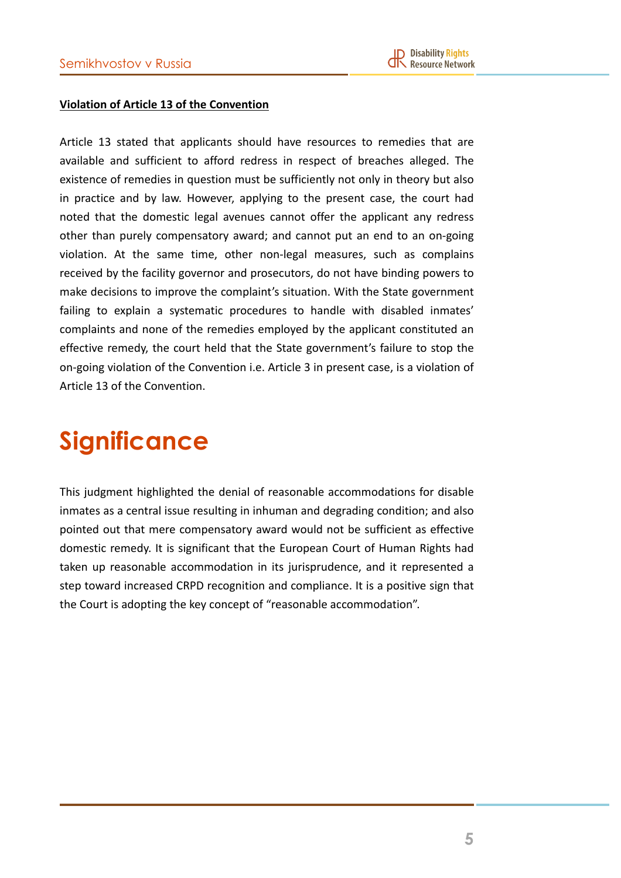**Violation of Article 13 of the Convention**

Article 13 stated that applicants should have resources to remedies that are available and sufficient to afford redress in respect of breaches alleged. The existence of remedies in question must be sufficiently not only in theory but also in practice and by law. However, applying to the present case, the court had noted that the domestic legal avenues cannot offer the applicant any redress other than purely compensatory award; and cannot put an end to an on-going violation. At the same time, other non-legal measures, such as complains received by the facility governor and prosecutors, do not have binding powers to make decisions to improve the complaint's situation. With the State government failing to explain a systematic procedures to handle with disabled inmates' complaints and none of the remedies employed by the applicant constituted an effective remedy, the court held that the State government's failure to stop the on-going violation of the Convention i.e. Article 3 in present case, is a violation of Article 13 of the Convention.

# Significance

This judgment highlighted the denial of reasonable accommodations for disable inmates as a central issue resulting in inhuman and degrading condition; and also pointed out that mere compensatory award would not be sufficient as effective domestic remedy. It is significant that the European Court of Human Rights had taken up reasonable accommodation in its jurisprudence, and it represented a step toward increased CRPD recognition and compliance. It is a positive sign that the Court is adopting the key concept of "reasonable accommodation".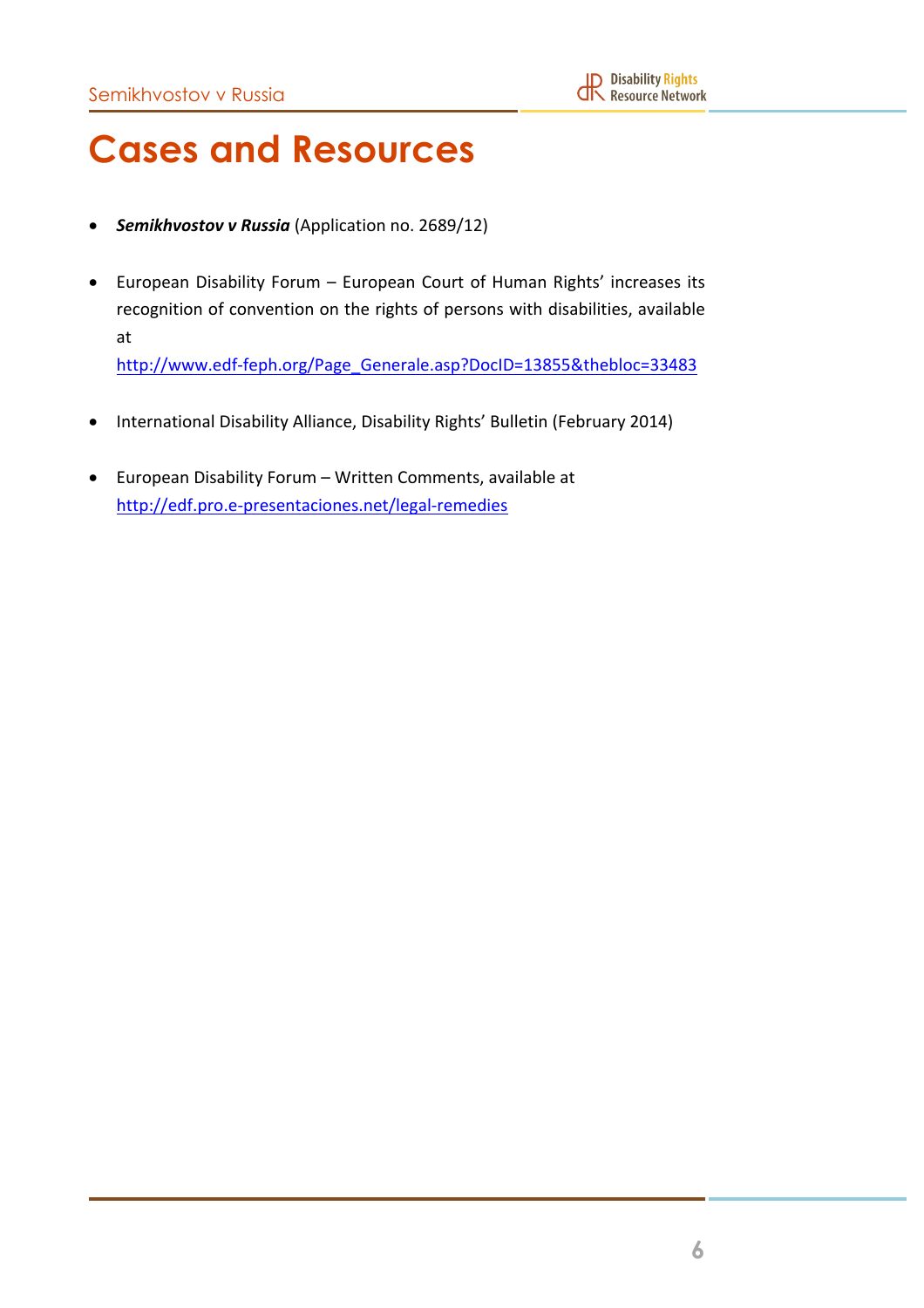# Cases and Resources

- ***Semikhvostov v Russia*** (Application no. 2689/12)
- European Disability Forum – European Court of Human Rights' increases its recognition of convention on the rights of persons with disabilities, available at http://www.edf-feph.org/Page_Generale.asp?DocID=13855&thebloc=33483
- International Disability Alliance, Disability Rights' Bulletin (February 2014)
- European Disability Forum – Written Comments, available at http://edf.pro.e-presentaciones.net/legal-remedies